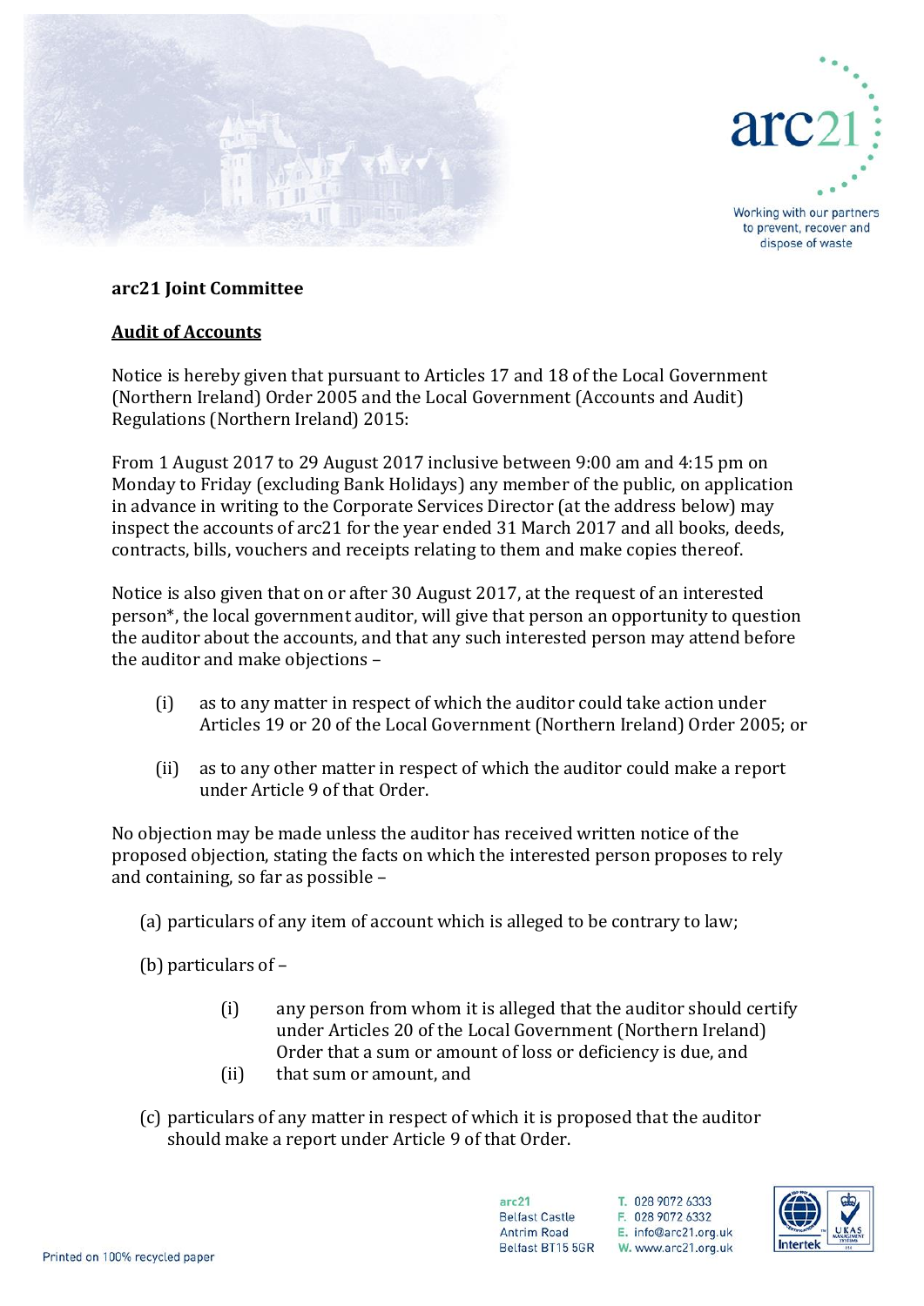**arc21 Joint Committee**

**Audit of Accounts**

Notice is hereby given that pursuant to Articles 17 and 18 of the Local Government (Northern Ireland) Order 2005 and the Local Government (Accounts and Audit) Regulations (Northern Ireland) 2015:

From 1 August 2017 to 29 August 2017 inclusive between 9:00 am and 4:15 pm on Monday to Friday (excluding Bank Holidays) any member of the public, on application in advance in writing to the Corporate Services Director (at the address below) may inspect the accounts of arc21 for the year ended 31 March 2017 and all books, deeds, contracts, bills, vouchers and receipts relating to them and make copies thereof.

Notice is also given that on or after 30 August 2017, at the request of an interested person*, the local government auditor, will give that person an opportunity to question the auditor about the accounts, and that any such interested person may attend before the auditor and make objections –

(i) as to any matter in respect of which the auditor could take action under Articles 19 or 20 of the Local Government (Northern Ireland) Order 2005; or

(ii) as to any other matter in respect of which the auditor could make a report under Article 9 of that Order.

No objection may be made unless the auditor has received written notice of the proposed objection, stating the facts on which the interested person proposes to rely and containing, so far as possible –

(a) particulars of any item of account which is alleged to be contrary to law;

(b) particulars of –

  (i) any person from whom it is alleged that the auditor should certify under Articles 20 of the Local Government (Northern Ireland) Order that a sum or amount of loss or deficiency is due, and
  
  (ii) that sum or amount, and

(c) particulars of any matter in respect of which it is proposed that the auditor should make a report under Article 9 of that Order.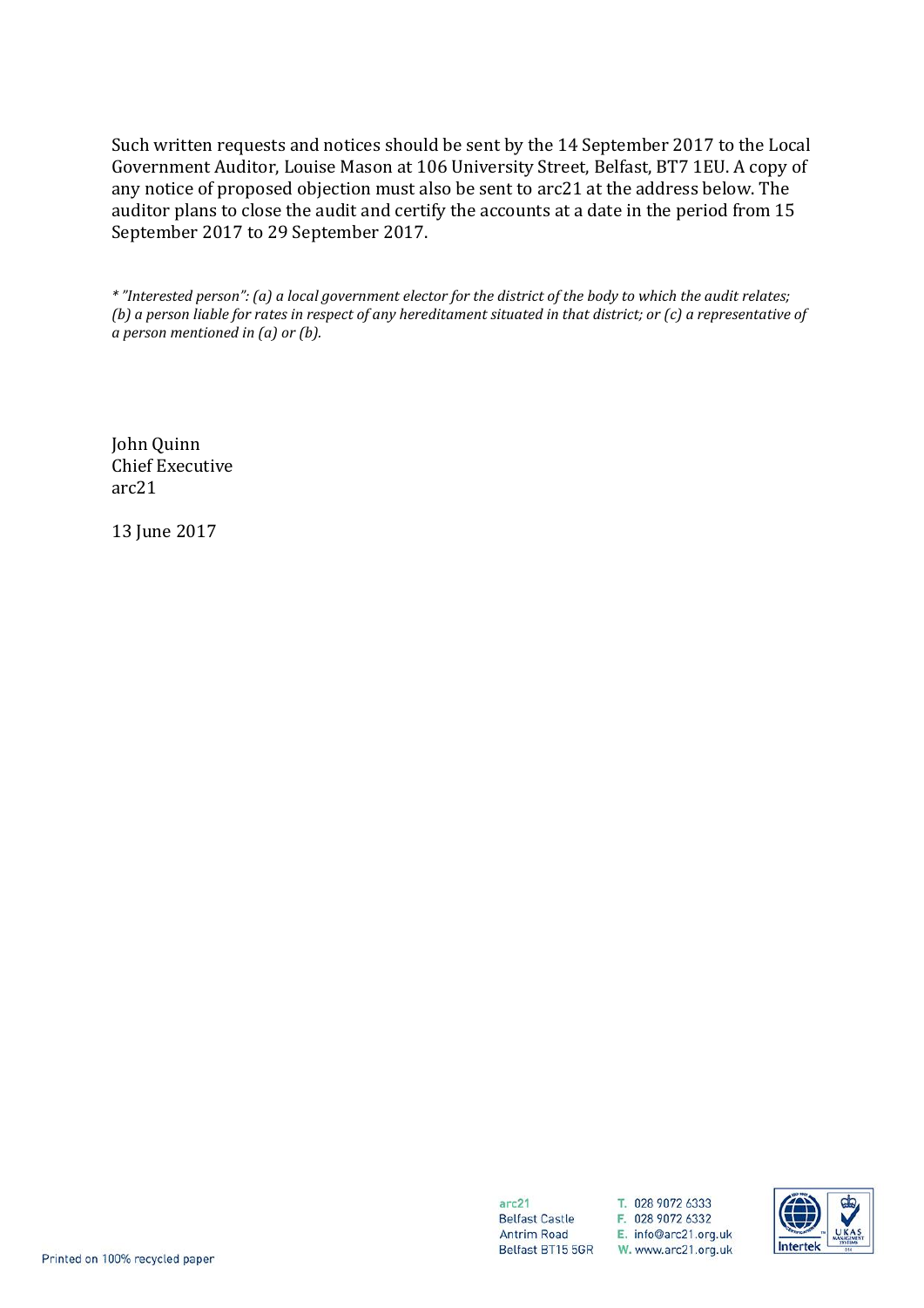Such written requests and notices should be sent by the 14 September 2017 to the Local Government Auditor, Louise Mason at 106 University Street, Belfast, BT7 1EU. A copy of any notice of proposed objection must also be sent to arc21 at the address below. The auditor plans to close the audit and certify the accounts at a date in the period from 15 September 2017 to 29 September 2017.

*\* "Interested person": (a) a local government elector for the district of the body to which the audit relates; (b) a person liable for rates in respect of any hereditament situated in that district; or (c) a representative of a person mentioned in (a) or (b).*

John Quinn
Chief Executive
arc21

13 June 2017

arc21
Belfast Castle
Antrim Road
Belfast BT15 5GR

T. 028 9072 6333
F. 028 9072 6332
E. info@arc21.org.uk
W. www.arc21.org.uk

Printed on 100% recycled paper